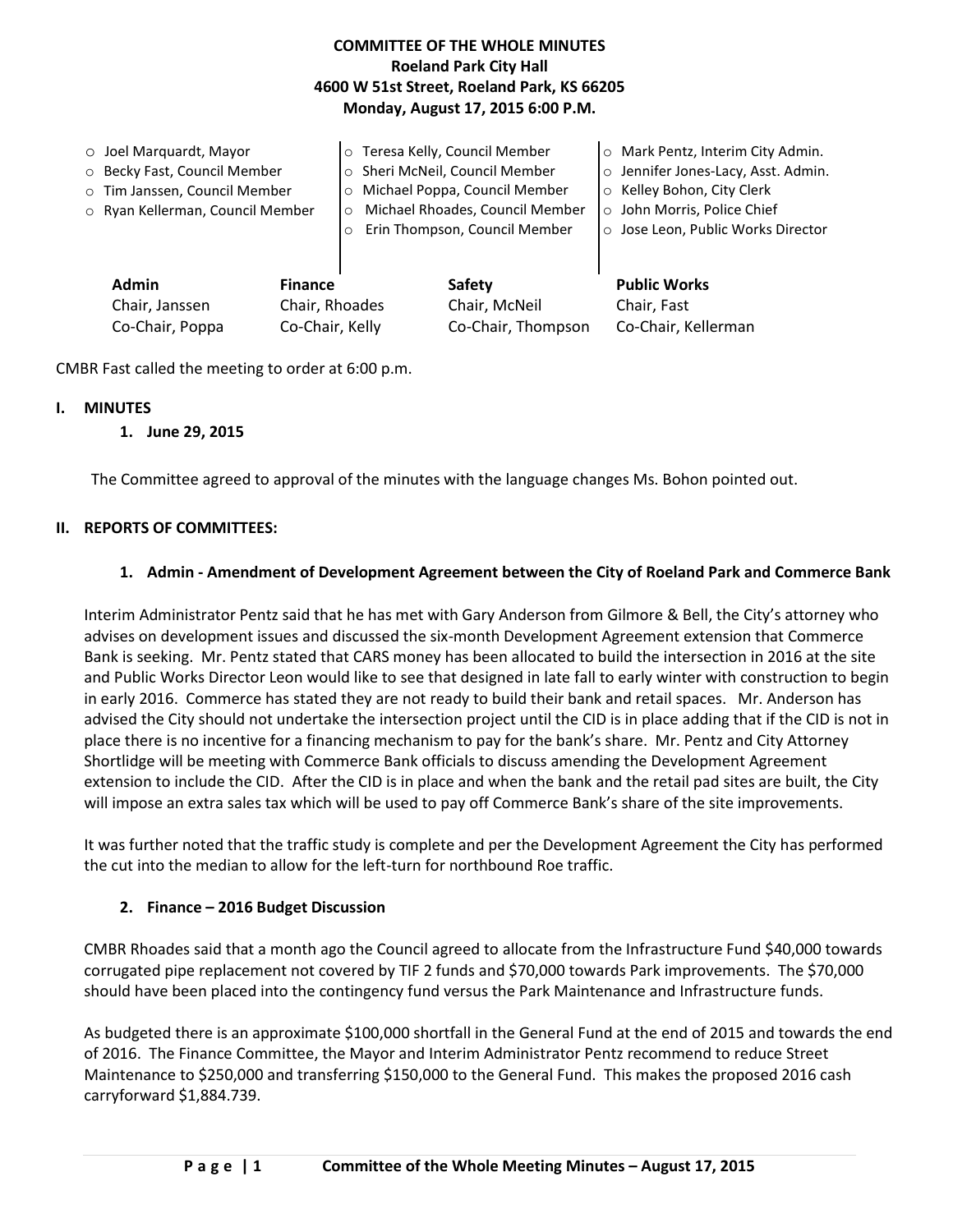# COMMITTEE OF THE WHOLE MINUTES
**Roeland Park City Hall**
**4600 W 51st Street, Roeland Park, KS 66205**
**Monday, August 17, 2015 6:00 P.M.**

- Joel Marquardt, Mayor
- Becky Fast, Council Member
- Tim Janssen, Council Member
- Ryan Kellerman, Council Member
- Teresa Kelly, Council Member
- Sheri McNeil, Council Member
- Michael Poppa, Council Member
- Michael Rhoades, Council Member
- Erin Thompson, Council Member
- Mark Pentz, Interim City Admin.
- Jennifer Jones-Lacy, Asst. Admin.
- Kelley Bohon, City Clerk
- John Morris, Police Chief
- Jose Leon, Public Works Director

| **Admin** | **Finance** | **Safety** | **Public Works** |
|---|---|---|---|
| Chair, Janssen | Chair, Rhoades | Chair, McNeil | Chair, Fast |
| Co-Chair, Poppa | Co-Chair, Kelly | Co-Chair, Thompson | Co-Chair, Kellerman |

CMBR Fast called the meeting to order at 6:00 p.m.

## I. MINUTES

### 1. June 29, 2015

The Committee agreed to approval of the minutes with the language changes Ms. Bohon pointed out.

## II. REPORTS OF COMMITTEES:

### 1. Admin - Amendment of Development Agreement between the City of Roeland Park and Commerce Bank

Interim Administrator Pentz said that he has met with Gary Anderson from Gilmore & Bell, the City's attorney who advises on development issues and discussed the six-month Development Agreement extension that Commerce Bank is seeking. Mr. Pentz stated that CARS money has been allocated to build the intersection in 2016 at the site and Public Works Director Leon would like to see that designed in late fall to early winter with construction to begin in early 2016. Commerce has stated they are not ready to build their bank and retail spaces. Mr. Anderson has advised the City should not undertake the intersection project until the CID is in place adding that if the CID is not in place there is no incentive for a financing mechanism to pay for the bank's share. Mr. Pentz and City Attorney Shortlidge will be meeting with Commerce Bank officials to discuss amending the Development Agreement extension to include the CID. After the CID is in place and when the bank and the retail pad sites are built, the City will impose an extra sales tax which will be used to pay off Commerce Bank's share of the site improvements.

It was further noted that the traffic study is complete and per the Development Agreement the City has performed the cut into the median to allow for the left-turn for northbound Roe traffic.

### 2. Finance – 2016 Budget Discussion

CMBR Rhoades said that a month ago the Council agreed to allocate from the Infrastructure Fund $40,000 towards corrugated pipe replacement not covered by TIF 2 funds and $70,000 towards Park improvements. The $70,000 should have been placed into the contingency fund versus the Park Maintenance and Infrastructure funds.

As budgeted there is an approximate $100,000 shortfall in the General Fund at the end of 2015 and towards the end of 2016. The Finance Committee, the Mayor and Interim Administrator Pentz recommend to reduce Street Maintenance to $250,000 and transferring $150,000 to the General Fund. This makes the proposed 2016 cash carryforward $1,884.739.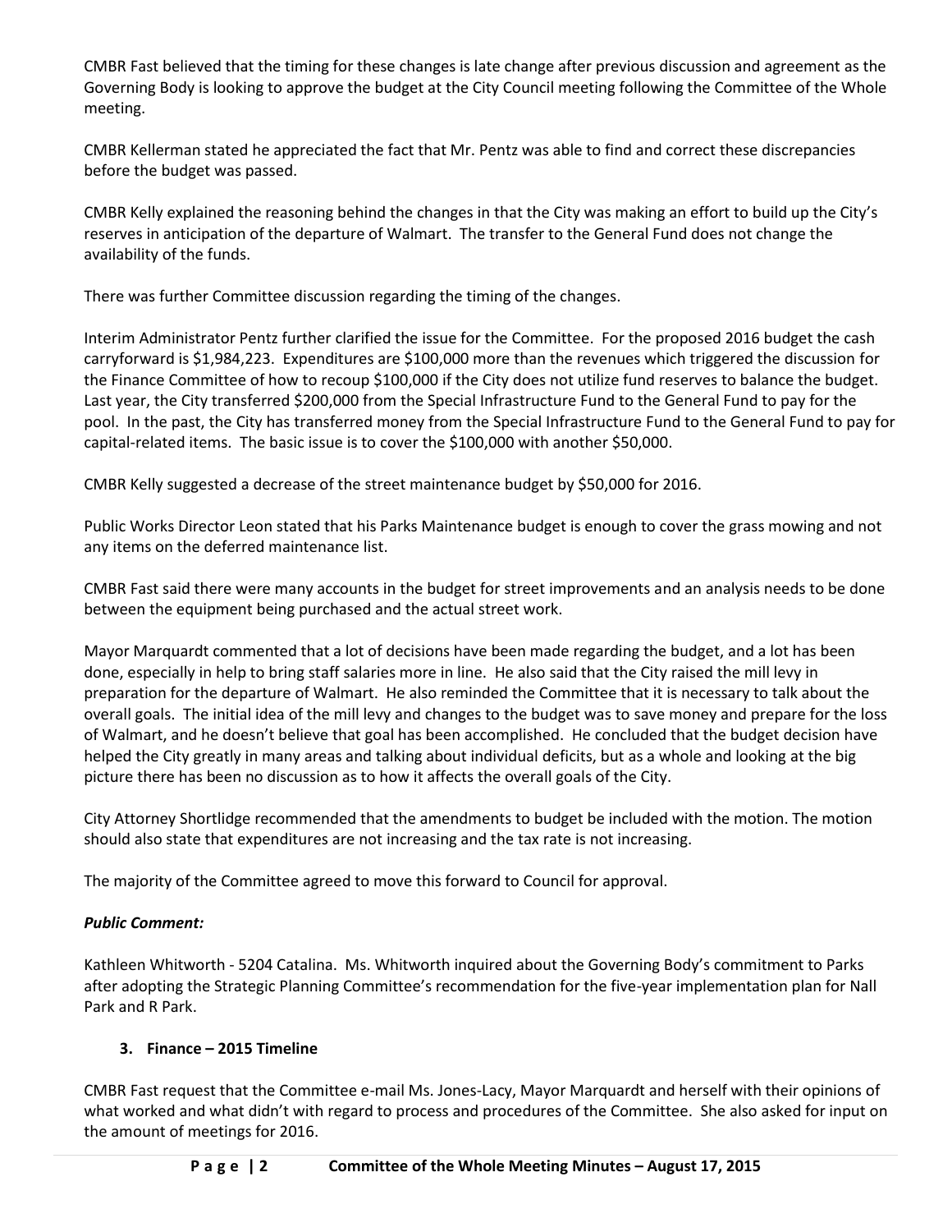CMBR Fast believed that the timing for these changes is late change after previous discussion and agreement as the Governing Body is looking to approve the budget at the City Council meeting following the Committee of the Whole meeting.

CMBR Kellerman stated he appreciated the fact that Mr. Pentz was able to find and correct these discrepancies before the budget was passed.

CMBR Kelly explained the reasoning behind the changes in that the City was making an effort to build up the City's reserves in anticipation of the departure of Walmart. The transfer to the General Fund does not change the availability of the funds.

There was further Committee discussion regarding the timing of the changes.

Interim Administrator Pentz further clarified the issue for the Committee. For the proposed 2016 budget the cash carryforward is $1,984,223. Expenditures are $100,000 more than the revenues which triggered the discussion for the Finance Committee of how to recoup $100,000 if the City does not utilize fund reserves to balance the budget. Last year, the City transferred $200,000 from the Special Infrastructure Fund to the General Fund to pay for the pool. In the past, the City has transferred money from the Special Infrastructure Fund to the General Fund to pay for capital-related items. The basic issue is to cover the $100,000 with another $50,000.

CMBR Kelly suggested a decrease of the street maintenance budget by $50,000 for 2016.

Public Works Director Leon stated that his Parks Maintenance budget is enough to cover the grass mowing and not any items on the deferred maintenance list.

CMBR Fast said there were many accounts in the budget for street improvements and an analysis needs to be done between the equipment being purchased and the actual street work.

Mayor Marquardt commented that a lot of decisions have been made regarding the budget, and a lot has been done, especially in help to bring staff salaries more in line. He also said that the City raised the mill levy in preparation for the departure of Walmart. He also reminded the Committee that it is necessary to talk about the overall goals. The initial idea of the mill levy and changes to the budget was to save money and prepare for the loss of Walmart, and he doesn't believe that goal has been accomplished. He concluded that the budget decision have helped the City greatly in many areas and talking about individual deficits, but as a whole and looking at the big picture there has been no discussion as to how it affects the overall goals of the City.

City Attorney Shortlidge recommended that the amendments to budget be included with the motion. The motion should also state that expenditures are not increasing and the tax rate is not increasing.

The majority of the Committee agreed to move this forward to Council for approval.

***Public Comment:***

Kathleen Whitworth - 5204 Catalina. Ms. Whitworth inquired about the Governing Body's commitment to Parks after adopting the Strategic Planning Committee's recommendation for the five-year implementation plan for Nall Park and R Park.

**3. Finance – 2015 Timeline**

CMBR Fast request that the Committee e-mail Ms. Jones-Lacy, Mayor Marquardt and herself with their opinions of what worked and what didn't with regard to process and procedures of the Committee. She also asked for input on the amount of meetings for 2016.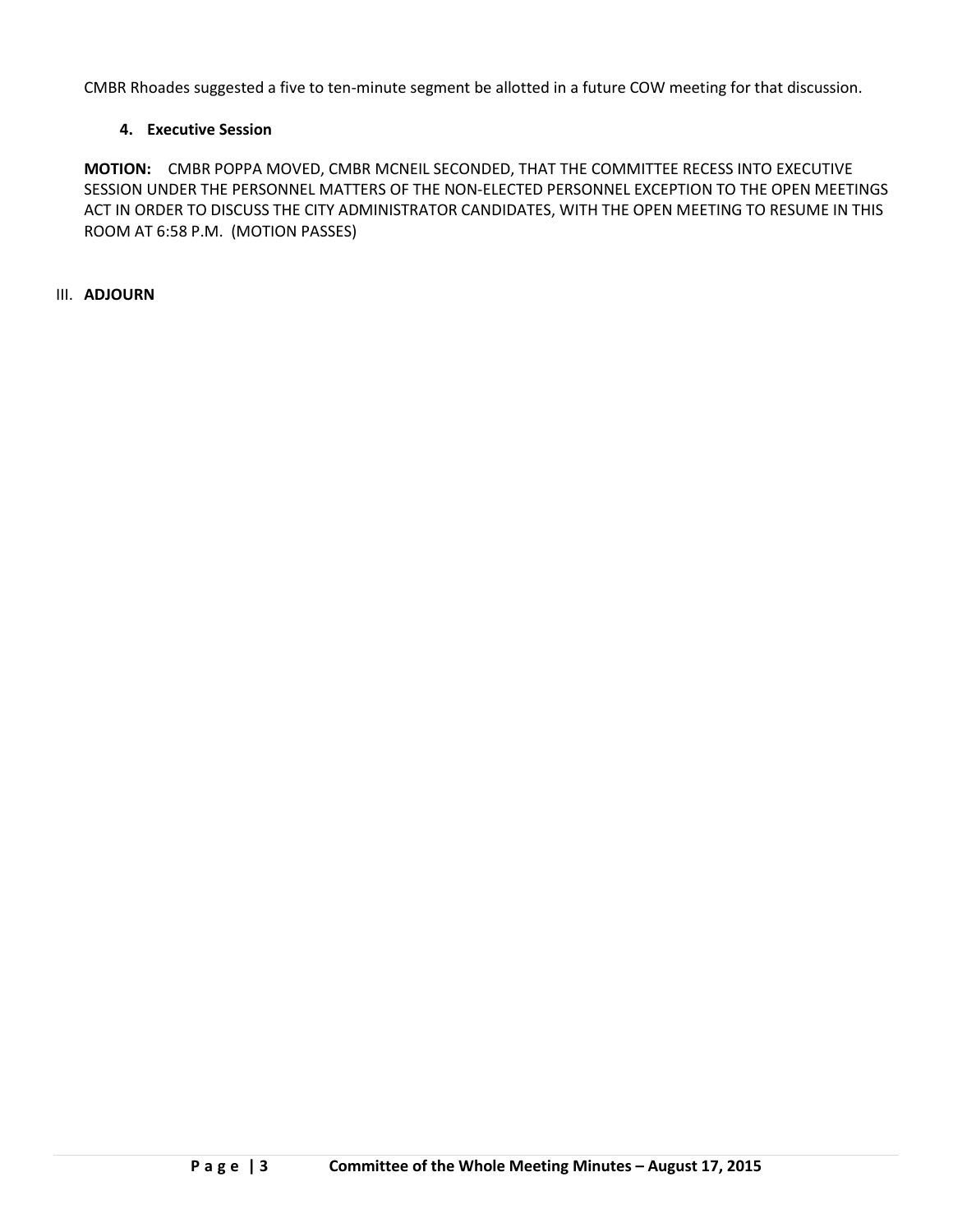CMBR Rhoades suggested a five to ten-minute segment be allotted in a future COW meeting for that discussion.

**4. Executive Session**

**MOTION:** CMBR POPPA MOVED, CMBR MCNEIL SECONDED, THAT THE COMMITTEE RECESS INTO EXECUTIVE SESSION UNDER THE PERSONNEL MATTERS OF THE NON-ELECTED PERSONNEL EXCEPTION TO THE OPEN MEETINGS ACT IN ORDER TO DISCUSS THE CITY ADMINISTRATOR CANDIDATES, WITH THE OPEN MEETING TO RESUME IN THIS ROOM AT 6:58 P.M. (MOTION PASSES)

III. **ADJOURN**